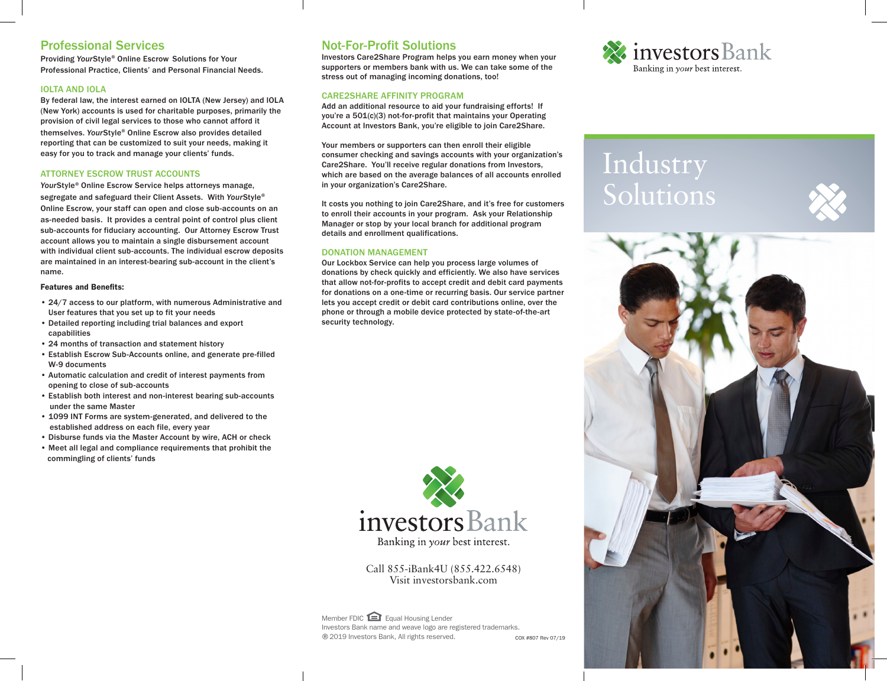## Professional Services

Providing *Your*Style® Online Escrow Solutions for Your Professional Practice, Clients' and Personal Financial Needs.

### IOLTA AND IOLA

By federal law, the interest earned on IOLTA (New Jersey) and IOLA (New York) accounts is used for charitable purposes, primarily the provision of civil legal services to those who cannot afford it themselves. *Your*Style® Online Escrow also provides detailed reporting that can be customized to suit your needs, making it easy for you to track and manage your clients' funds.

### ATTORNEY ESCROW TRUST ACCOUNTS

*Your*Style® Online Escrow Service helps attorneys manage, segregate and safeguard their Client Assets. With *Your*Style® Online Escrow, your staff can open and close sub-accounts on an as-needed basis. It provides a central point of control plus client sub-accounts for fiduciary accounting. Our Attorney Escrow Trust account allows you to maintain a single disbursement account with individual client sub-accounts. The individual escrow deposits are maintained in an interest-bearing sub-account in the client's name.

**Features and Benefits:**

- 24/7 access to our platform, with numerous Administrative and User features that you set up to fit your needs
- Detailed reporting including trial balances and export capabilities
- 24 months of transaction and statement history
- Establish Escrow Sub-Accounts online, and generate pre-filled W-9 documents
- Automatic calculation and credit of interest payments from opening to close of sub-accounts
- Establish both interest and non-interest bearing sub-accounts under the same Master
- 1099 INT Forms are system-generated, and delivered to the established address on each file, every year
- Disburse funds via the Master Account by wire, ACH or check
- Meet all legal and compliance requirements that prohibit the commingling of clients' funds

## Not-For-Profit Solutions

Investors Care2Share Program helps you earn money when your supporters or members bank with us. We can take some of the stress out of managing incoming donations, too!

### CARE2SHARE AFFINITY PROGRAM

Add an additional resource to aid your fundraising efforts! If you're a 501(c)(3) not-for-profit that maintains your Operating Account at Investors Bank, you're eligible to join Care2Share.

Your members or supporters can then enroll their eligible consumer checking and savings accounts with your organization's Care2Share. You'll receive regular donations from Investors, which are based on the average balances of all accounts enrolled in your organization's Care2Share.

It costs you nothing to join Care2Share, and it's free for customers to enroll their accounts in your program. Ask your Relationship Manager or stop by your local branch for additional program details and enrollment qualifications.

### DONATION MANAGEMENT

Our Lockbox Service can help you process large volumes of donations by check quickly and efficiently. We also have services that allow not-for-profits to accept credit and debit card payments for donations on a one-time or recurring basis. Our service partner lets you accept credit or debit card contributions online, over the phone or through a mobile device protected by state-of-the-art security technology.

investorsBank
Banking in *your* best interest.

Call 855-iBank4U (855.422.6548)
Visit investorsbank.com

Member FDIC Equal Housing Lender
Investors Bank name and weave logo are registered trademarks.
® 2019 Investors Bank, All rights reserved. COX #807 Rev 07/19

investorsBank
Banking in *your* best interest.

# Industry Solutions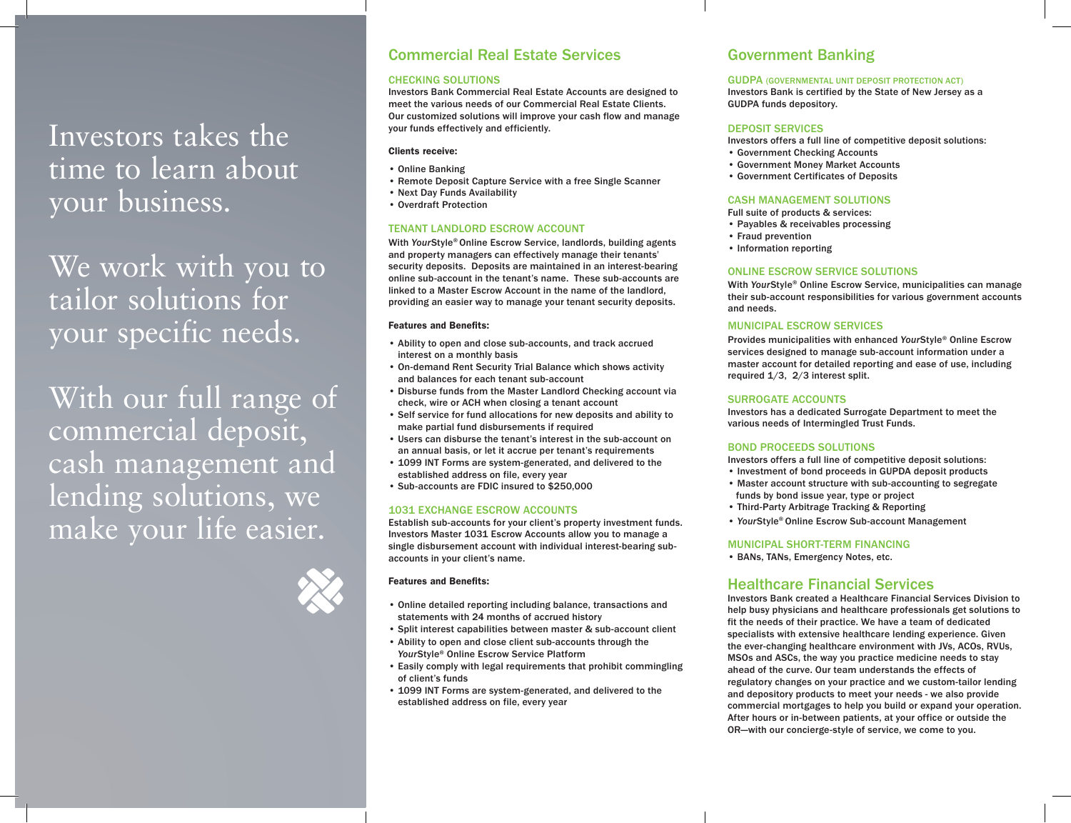Investors takes the time to learn about your business.

We work with you to tailor solutions for your specific needs.

With our full range of commercial deposit, cash management and lending solutions, we make your life easier.

## Commercial Real Estate Services

### CHECKING SOLUTIONS

Investors Bank Commercial Real Estate Accounts are designed to meet the various needs of our Commercial Real Estate Clients. Our customized solutions will improve your cash flow and manage your funds effectively and efficiently.

**Clients receive:**

- Online Banking
- Remote Deposit Capture Service with a free Single Scanner
- Next Day Funds Availability
- Overdraft Protection

### TENANT LANDLORD ESCROW ACCOUNT

With *Your*Style® Online Escrow Service, landlords, building agents and property managers can effectively manage their tenants' security deposits. Deposits are maintained in an interest-bearing online sub-account in the tenant's name. These sub-accounts are linked to a Master Escrow Account in the name of the landlord, providing an easier way to manage your tenant security deposits.

**Features and Benefits:**

- Ability to open and close sub-accounts, and track accrued interest on a monthly basis
- On-demand Rent Security Trial Balance which shows activity and balances for each tenant sub-account
- Disburse funds from the Master Landlord Checking account via check, wire or ACH when closing a tenant account
- Self service for fund allocations for new deposits and ability to make partial fund disbursements if required
- Users can disburse the tenant's interest in the sub-account on an annual basis, or let it accrue per tenant's requirements
- 1099 INT Forms are system-generated, and delivered to the established address on file, every year
- Sub-accounts are FDIC insured to $250,000

### 1031 EXCHANGE ESCROW ACCOUNTS

Establish sub-accounts for your client's property investment funds. Investors Master 1031 Escrow Accounts allow you to manage a single disbursement account with individual interest-bearing sub-accounts in your client's name.

**Features and Benefits:**

- Online detailed reporting including balance, transactions and statements with 24 months of accrued history
- Split interest capabilities between master & sub-account client
- Ability to open and close client sub-accounts through the *Your*Style® Online Escrow Service Platform
- Easily comply with legal requirements that prohibit commingling of client's funds
- 1099 INT Forms are system-generated, and delivered to the established address on file, every year

## Government Banking

### GUDPA (GOVERNMENTAL UNIT DEPOSIT PROTECTION ACT)

Investors Bank is certified by the State of New Jersey as a GUDPA funds depository.

### DEPOSIT SERVICES

Investors offers a full line of competitive deposit solutions:

- Government Checking Accounts
- Government Money Market Accounts
- Government Certificates of Deposits

### CASH MANAGEMENT SOLUTIONS

Full suite of products & services:

- Payables & receivables processing
- Fraud prevention
- Information reporting

### ONLINE ESCROW SERVICE SOLUTIONS

With *Your*Style® Online Escrow Service, municipalities can manage their sub-account responsibilities for various government accounts and needs.

### MUNICIPAL ESCROW SERVICES

Provides municipalities with enhanced *Your*Style® Online Escrow services designed to manage sub-account information under a master account for detailed reporting and ease of use, including required 1/3, 2/3 interest split.

### SURROGATE ACCOUNTS

Investors has a dedicated Surrogate Department to meet the various needs of Intermingled Trust Funds.

### BOND PROCEEDS SOLUTIONS

Investors offers a full line of competitive deposit solutions:

- Investment of bond proceeds in GUPDA deposit products
- Master account structure with sub-accounting to segregate funds by bond issue year, type or project
- Third-Party Arbitrage Tracking & Reporting
- *Your*Style® Online Escrow Sub-account Management

### MUNICIPAL SHORT-TERM FINANCING

- BANs, TANs, Emergency Notes, etc.

## Healthcare Financial Services

Investors Bank created a Healthcare Financial Services Division to help busy physicians and healthcare professionals get solutions to fit the needs of their practice. We have a team of dedicated specialists with extensive healthcare lending experience. Given the ever-changing healthcare environment with JVs, ACOs, RVUs, MSOs and ASCs, the way you practice medicine needs to stay ahead of the curve. Our team understands the effects of regulatory changes on your practice and we custom-tailor lending and depository products to meet your needs - we also provide commercial mortgages to help you build or expand your operation. After hours or in-between patients, at your office or outside the OR—with our concierge-style of service, we come to you.